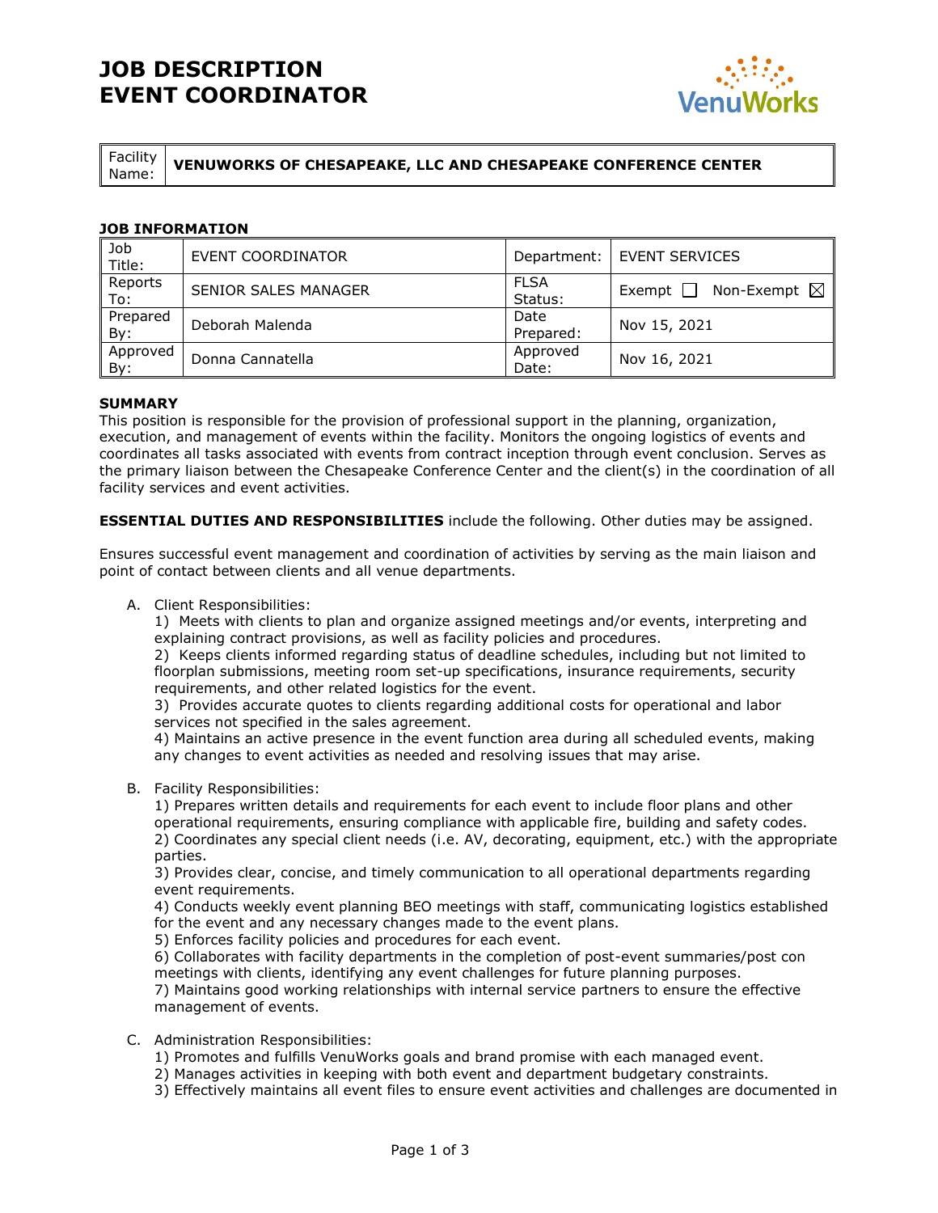# JOB DESCRIPTION
# EVENT COORDINATOR

| Facility Name: | VENUWORKS OF CHESAPEAKE, LLC AND CHESAPEAKE CONFERENCE CENTER |
|---|---|

**JOB INFORMATION**

| Job Title: | EVENT COORDINATOR | Department: | EVENT SERVICES |
|---|---|---|---|
| Reports To: | SENIOR SALES MANAGER | FLSA Status: | Exempt ☐ Non-Exempt ☒ |
| Prepared By: | Deborah Malenda | Date Prepared: | Nov 15, 2021 |
| Approved By: | Donna Cannatella | Approved Date: | Nov 16, 2021 |

**SUMMARY**

This position is responsible for the provision of professional support in the planning, organization, execution, and management of events within the facility. Monitors the ongoing logistics of events and coordinates all tasks associated with events from contract inception through event conclusion. Serves as the primary liaison between the Chesapeake Conference Center and the client(s) in the coordination of all facility services and event activities.

**ESSENTIAL DUTIES AND RESPONSIBILITIES** include the following. Other duties may be assigned.

Ensures successful event management and coordination of activities by serving as the main liaison and point of contact between clients and all venue departments.

A. Client Responsibilities:
   1) Meets with clients to plan and organize assigned meetings and/or events, interpreting and explaining contract provisions, as well as facility policies and procedures.
   2) Keeps clients informed regarding status of deadline schedules, including but not limited to floorplan submissions, meeting room set-up specifications, insurance requirements, security requirements, and other related logistics for the event.
   3) Provides accurate quotes to clients regarding additional costs for operational and labor services not specified in the sales agreement.
   4) Maintains an active presence in the event function area during all scheduled events, making any changes to event activities as needed and resolving issues that may arise.

B. Facility Responsibilities:
   1) Prepares written details and requirements for each event to include floor plans and other operational requirements, ensuring compliance with applicable fire, building and safety codes.
   2) Coordinates any special client needs (i.e. AV, decorating, equipment, etc.) with the appropriate parties.
   3) Provides clear, concise, and timely communication to all operational departments regarding event requirements.
   4) Conducts weekly event planning BEO meetings with staff, communicating logistics established for the event and any necessary changes made to the event plans.
   5) Enforces facility policies and procedures for each event.
   6) Collaborates with facility departments in the completion of post-event summaries/post con meetings with clients, identifying any event challenges for future planning purposes.
   7) Maintains good working relationships with internal service partners to ensure the effective management of events.

C. Administration Responsibilities:
   1) Promotes and fulfills VenuWorks goals and brand promise with each managed event.
   2) Manages activities in keeping with both event and department budgetary constraints.
   3) Effectively maintains all event files to ensure event activities and challenges are documented in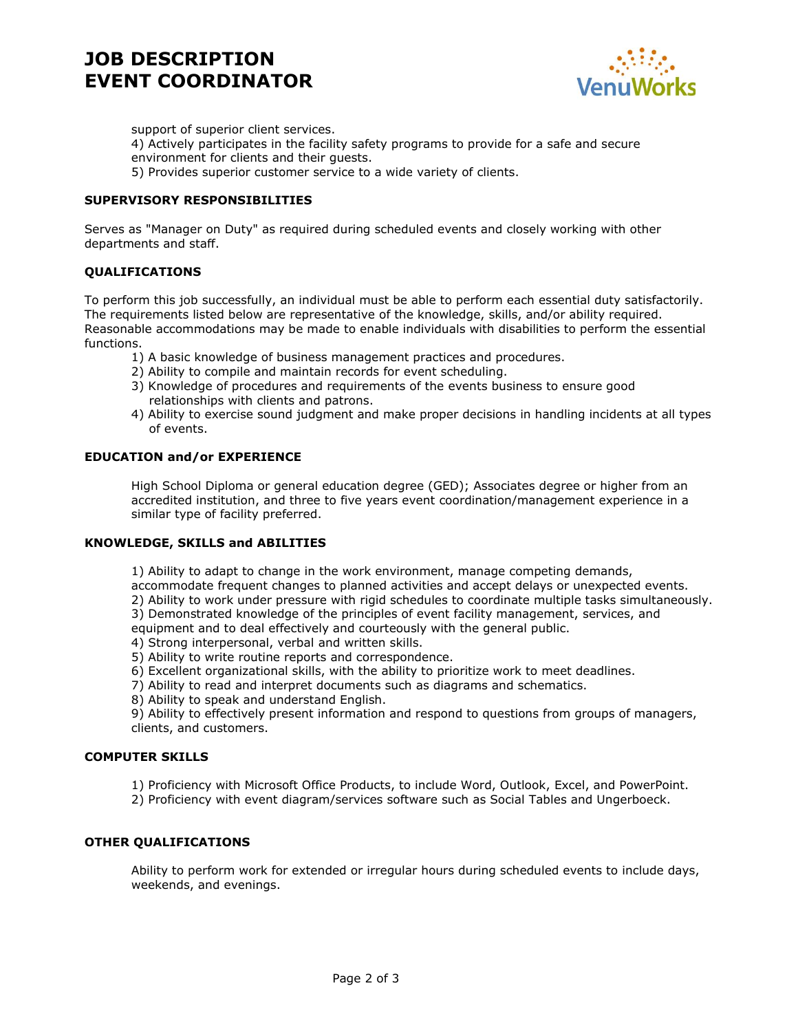support of superior client services.
4) Actively participates in the facility safety programs to provide for a safe and secure environment for clients and their guests.
5) Provides superior customer service to a wide variety of clients.

**SUPERVISORY RESPONSIBILITIES**

Serves as "Manager on Duty" as required during scheduled events and closely working with other departments and staff.

**QUALIFICATIONS**

To perform this job successfully, an individual must be able to perform each essential duty satisfactorily. The requirements listed below are representative of the knowledge, skills, and/or ability required. Reasonable accommodations may be made to enable individuals with disabilities to perform the essential functions.

1) A basic knowledge of business management practices and procedures.
2) Ability to compile and maintain records for event scheduling.
3) Knowledge of procedures and requirements of the events business to ensure good relationships with clients and patrons.
4) Ability to exercise sound judgment and make proper decisions in handling incidents at all types of events.

**EDUCATION and/or EXPERIENCE**

High School Diploma or general education degree (GED); Associates degree or higher from an accredited institution, and three to five years event coordination/management experience in a similar type of facility preferred.

**KNOWLEDGE, SKILLS and ABILITIES**

1) Ability to adapt to change in the work environment, manage competing demands, accommodate frequent changes to planned activities and accept delays or unexpected events.
2) Ability to work under pressure with rigid schedules to coordinate multiple tasks simultaneously.
3) Demonstrated knowledge of the principles of event facility management, services, and equipment and to deal effectively and courteously with the general public.
4) Strong interpersonal, verbal and written skills.
5) Ability to write routine reports and correspondence.
6) Excellent organizational skills, with the ability to prioritize work to meet deadlines.
7) Ability to read and interpret documents such as diagrams and schematics.
8) Ability to speak and understand English.
9) Ability to effectively present information and respond to questions from groups of managers, clients, and customers.

**COMPUTER SKILLS**

1) Proficiency with Microsoft Office Products, to include Word, Outlook, Excel, and PowerPoint.
2) Proficiency with event diagram/services software such as Social Tables and Ungerboeck.

**OTHER QUALIFICATIONS**

Ability to perform work for extended or irregular hours during scheduled events to include days, weekends, and evenings.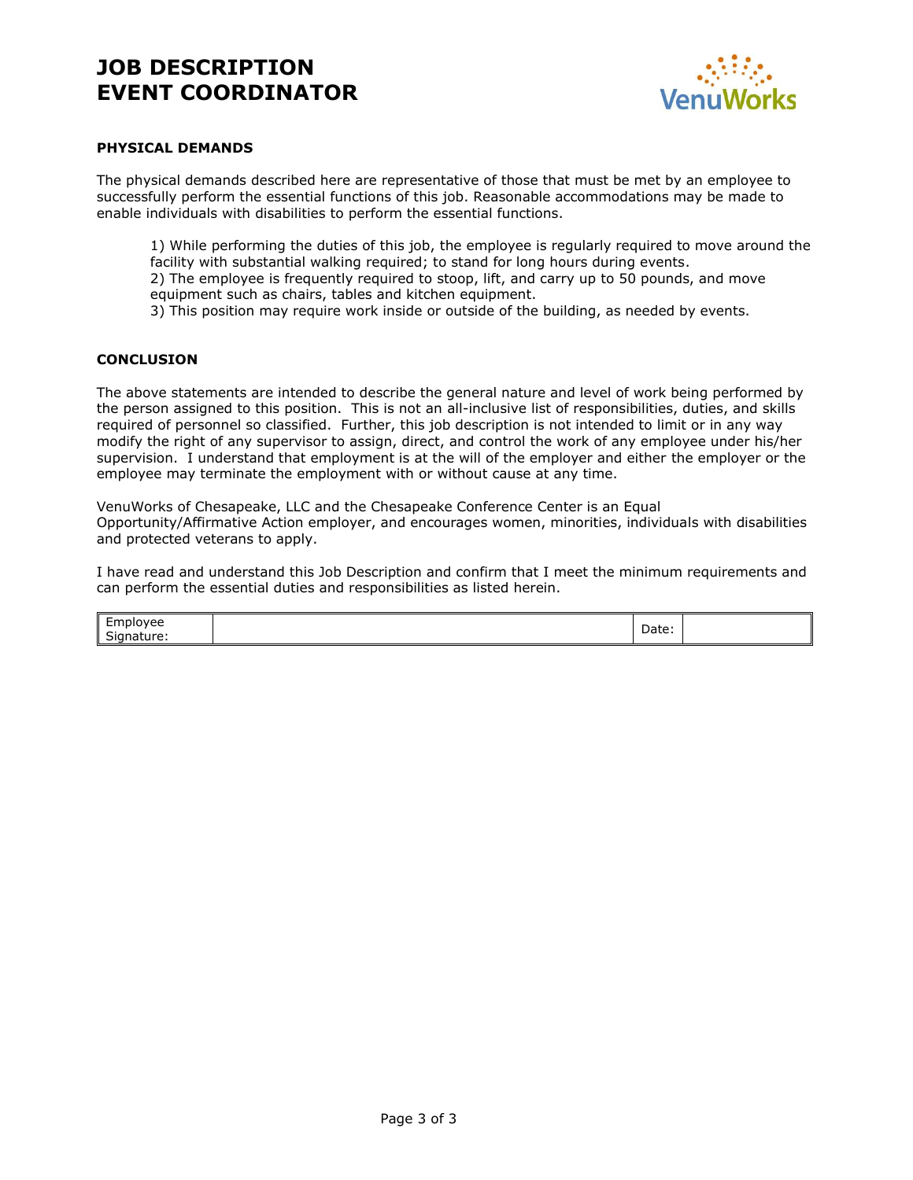# JOB DESCRIPTION
# EVENT COORDINATOR

VenuWorks

**PHYSICAL DEMANDS**

The physical demands described here are representative of those that must be met by an employee to successfully perform the essential functions of this job. Reasonable accommodations may be made to enable individuals with disabilities to perform the essential functions.

1) While performing the duties of this job, the employee is regularly required to move around the facility with substantial walking required; to stand for long hours during events.
2) The employee is frequently required to stoop, lift, and carry up to 50 pounds, and move equipment such as chairs, tables and kitchen equipment.
3) This position may require work inside or outside of the building, as needed by events.

**CONCLUSION**

The above statements are intended to describe the general nature and level of work being performed by the person assigned to this position. This is not an all-inclusive list of responsibilities, duties, and skills required of personnel so classified. Further, this job description is not intended to limit or in any way modify the right of any supervisor to assign, direct, and control the work of any employee under his/her supervision. I understand that employment is at the will of the employer and either the employer or the employee may terminate the employment with or without cause at any time.

VenuWorks of Chesapeake, LLC and the Chesapeake Conference Center is an Equal Opportunity/Affirmative Action employer, and encourages women, minorities, individuals with disabilities and protected veterans to apply.

I have read and understand this Job Description and confirm that I meet the minimum requirements and can perform the essential duties and responsibilities as listed herein.

| | | | |
|---|---|---|---|
| Employee Signature: | | Date: | |